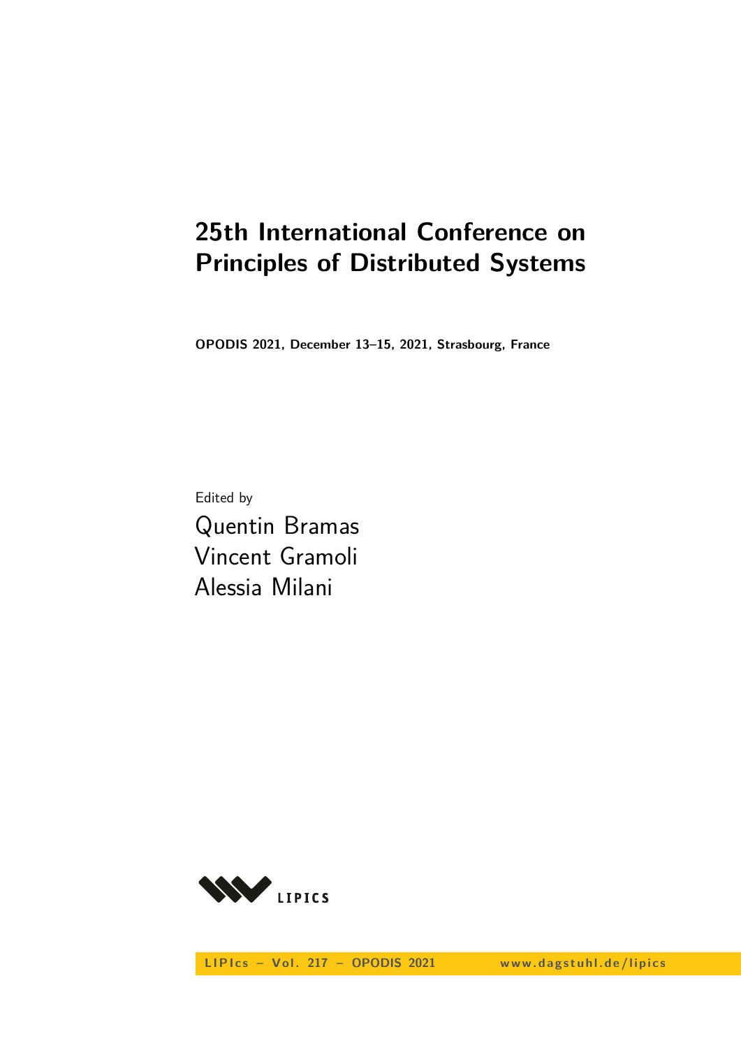# 25th International Conference on Principles of Distributed Systems

**OPODIS 2021, December 13–15, 2021, Strasbourg, France**

Edited by

Quentin Bramas
Vincent Gramoli
Alessia Milani

LIPICS

**LIPIcs – Vol. 217 – OPODIS 2021** **www.dagstuhl.de/lipics**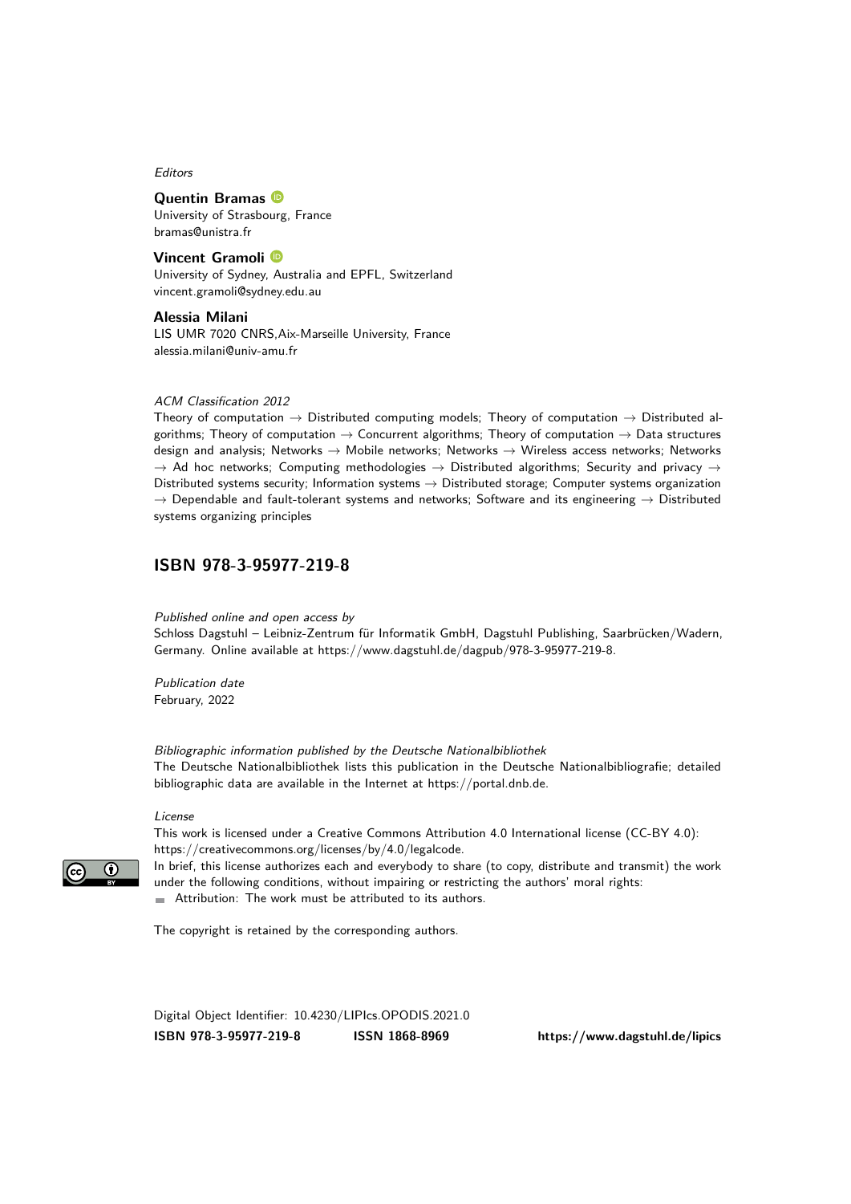*Editors*

**Quentin Bramas**
University of Strasbourg, France
bramas@unistra.fr

**Vincent Gramoli**
University of Sydney, Australia and EPFL, Switzerland
vincent.gramoli@sydney.edu.au

**Alessia Milani**
LIS UMR 7020 CNRS,Aix-Marseille University, France
alessia.milani@univ-amu.fr

*ACM Classification 2012*
Theory of computation → Distributed computing models; Theory of computation → Distributed algorithms; Theory of computation → Concurrent algorithms; Theory of computation → Data structures design and analysis; Networks → Mobile networks; Networks → Wireless access networks; Networks → Ad hoc networks; Computing methodologies → Distributed algorithms; Security and privacy → Distributed systems security; Information systems → Distributed storage; Computer systems organization → Dependable and fault-tolerant systems and networks; Software and its engineering → Distributed systems organizing principles

## ISBN 978-3-95977-219-8

*Published online and open access by*
Schloss Dagstuhl – Leibniz-Zentrum für Informatik GmbH, Dagstuhl Publishing, Saarbrücken/Wadern, Germany. Online available at https://www.dagstuhl.de/dagpub/978-3-95977-219-8.

*Publication date*
February, 2022

*Bibliographic information published by the Deutsche Nationalbibliothek*
The Deutsche Nationalbibliothek lists this publication in the Deutsche Nationalbibliografie; detailed bibliographic data are available in the Internet at https://portal.dnb.de.

*License*
This work is licensed under a Creative Commons Attribution 4.0 International license (CC-BY 4.0): https://creativecommons.org/licenses/by/4.0/legalcode.
In brief, this license authorizes each and everybody to share (to copy, distribute and transmit) the work under the following conditions, without impairing or restricting the authors' moral rights:
- Attribution: The work must be attributed to its authors.

The copyright is retained by the corresponding authors.

Digital Object Identifier: 10.4230/LIPIcs.OPODIS.2021.0

**ISBN 978-3-95977-219-8** **ISSN 1868-8969** **https://www.dagstuhl.de/lipics**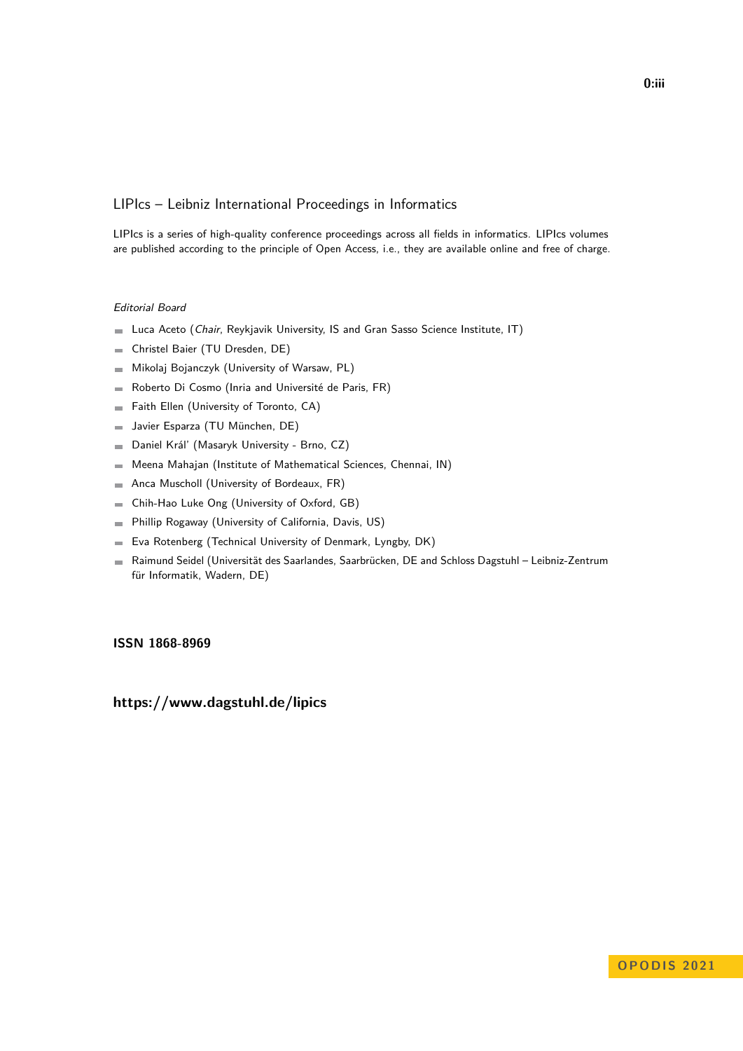## LIPIcs – Leibniz International Proceedings in Informatics

LIPIcs is a series of high-quality conference proceedings across all fields in informatics. LIPIcs volumes are published according to the principle of Open Access, i.e., they are available online and free of charge.

*Editorial Board*

- Luca Aceto (*Chair*, Reykjavik University, IS and Gran Sasso Science Institute, IT)
- Christel Baier (TU Dresden, DE)
- Mikolaj Bojanczyk (University of Warsaw, PL)
- Roberto Di Cosmo (Inria and Université de Paris, FR)
- Faith Ellen (University of Toronto, CA)
- Javier Esparza (TU München, DE)
- Daniel Kráľ (Masaryk University - Brno, CZ)
- Meena Mahajan (Institute of Mathematical Sciences, Chennai, IN)
- Anca Muscholl (University of Bordeaux, FR)
- Chih-Hao Luke Ong (University of Oxford, GB)
- Phillip Rogaway (University of California, Davis, US)
- Eva Rotenberg (Technical University of Denmark, Lyngby, DK)
- Raimund Seidel (Universität des Saarlandes, Saarbrücken, DE and Schloss Dagstuhl – Leibniz-Zentrum für Informatik, Wadern, DE)

**ISSN 1868-8969**

**https://www.dagstuhl.de/lipics**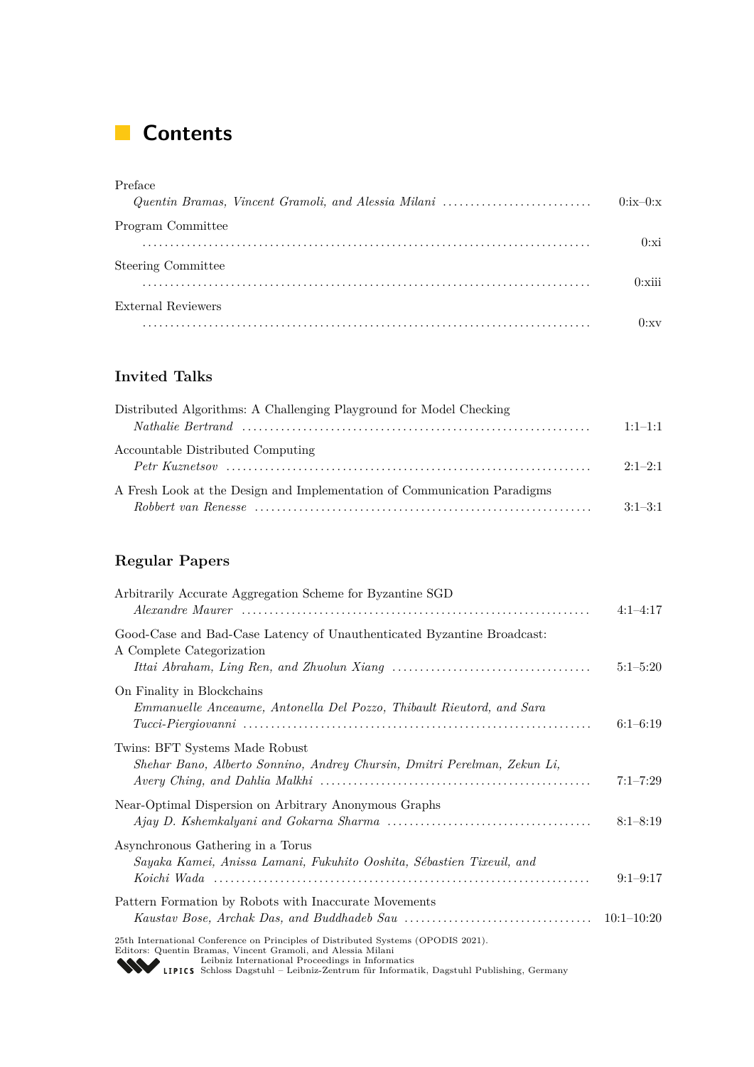# Contents

Preface
*Quentin Bramas, Vincent Gramoli, and Alessia Milani* .......... 0:ix–0:x

Program Committee
.......... 0:xi

Steering Committee
.......... 0:xiii

External Reviewers
.......... 0:xv

## Invited Talks

Distributed Algorithms: A Challenging Playground for Model Checking
*Nathalie Bertrand* .......... 1:1–1:1

Accountable Distributed Computing
*Petr Kuznetsov* .......... 2:1–2:1

A Fresh Look at the Design and Implementation of Communication Paradigms
*Robbert van Renesse* .......... 3:1–3:1

## Regular Papers

Arbitrarily Accurate Aggregation Scheme for Byzantine SGD
*Alexandre Maurer* .......... 4:1–4:17

Good-Case and Bad-Case Latency of Unauthenticated Byzantine Broadcast: A Complete Categorization
*Ittai Abraham, Ling Ren, and Zhuolun Xiang* .......... 5:1–5:20

On Finality in Blockchains
*Emmanuelle Anceaume, Antonella Del Pozzo, Thibault Rieutord, and Sara Tucci-Piergiovanni* .......... 6:1–6:19

Twins: BFT Systems Made Robust
*Shehar Bano, Alberto Sonnino, Andrey Chursin, Dmitri Perelman, Zekun Li, Avery Ching, and Dahlia Malkhi* .......... 7:1–7:29

Near-Optimal Dispersion on Arbitrary Anonymous Graphs
*Ajay D. Kshemkalyani and Gokarna Sharma* .......... 8:1–8:19

Asynchronous Gathering in a Torus
*Sayaka Kamei, Anissa Lamani, Fukuhito Ooshita, Sébastien Tixeuil, and Koichi Wada* .......... 9:1–9:17

Pattern Formation by Robots with Inaccurate Movements
*Kaustav Bose, Archak Das, and Buddhadeb Sau* .......... 10:1–10:20

25th International Conference on Principles of Distributed Systems (OPODIS 2021).
Editors: Quentin Bramas, Vincent Gramoli, and Alessia Milani
Leibniz International Proceedings in Informatics
LIPICS Schloss Dagstuhl – Leibniz-Zentrum für Informatik, Dagstuhl Publishing, Germany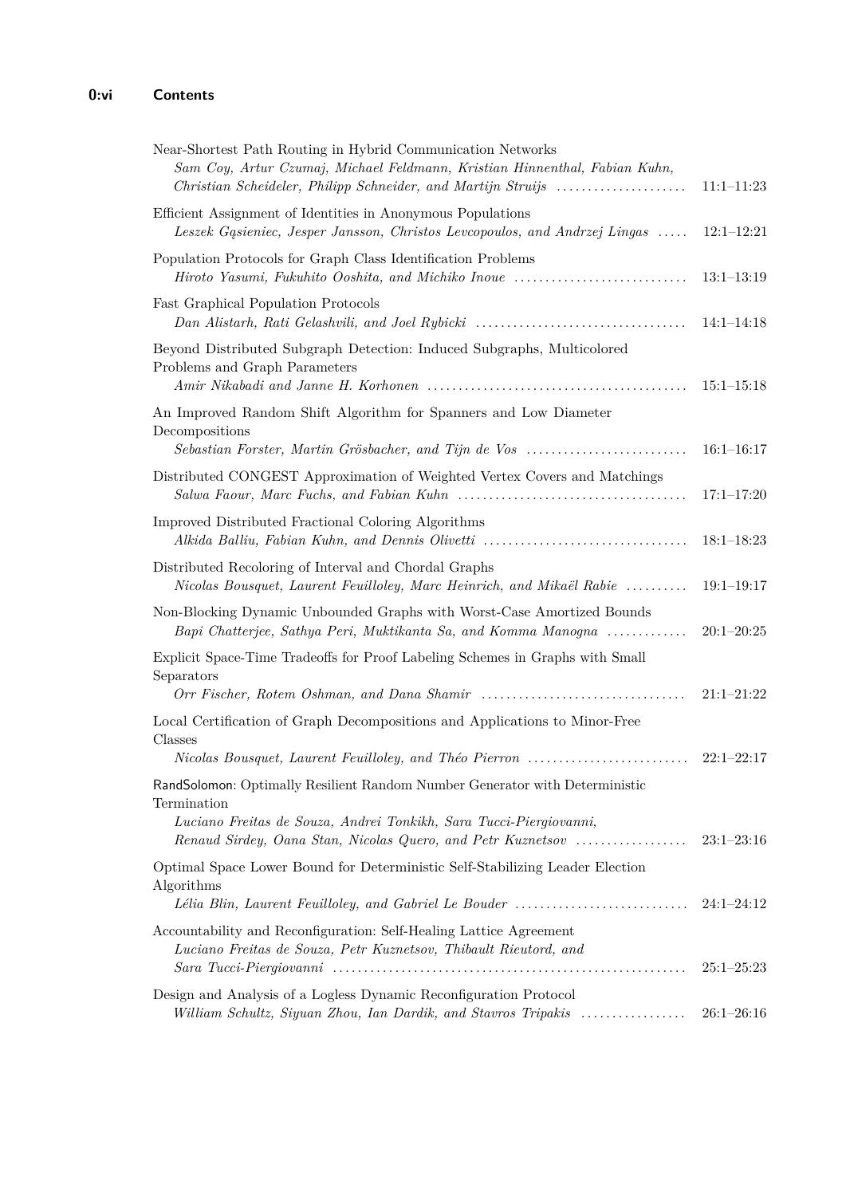Near-Shortest Path Routing in Hybrid Communication Networks
*Sam Coy, Artur Czumaj, Michael Feldmann, Kristian Hinnenthal, Fabian Kuhn, Christian Scheideler, Philipp Schneider, and Martijn Struijs* ..................... 11:1–11:23

Efficient Assignment of Identities in Anonymous Populations
*Leszek Gąsieniec, Jesper Jansson, Christos Levcopoulos, and Andrzej Lingas* ..... 12:1–12:21

Population Protocols for Graph Class Identification Problems
*Hiroto Yasumi, Fukuhito Ooshita, and Michiko Inoue* ............................ 13:1–13:19

Fast Graphical Population Protocols
*Dan Alistarh, Rati Gelashvili, and Joel Rybicki* .................................. 14:1–14:18

Beyond Distributed Subgraph Detection: Induced Subgraphs, Multicolored Problems and Graph Parameters
*Amir Nikabadi and Janne H. Korhonen* ......................................... 15:1–15:18

An Improved Random Shift Algorithm for Spanners and Low Diameter Decompositions
*Sebastian Forster, Martin Grösbacher, and Tijn de Vos* .......................... 16:1–16:17

Distributed CONGEST Approximation of Weighted Vertex Covers and Matchings
*Salwa Faour, Marc Fuchs, and Fabian Kuhn* ..................................... 17:1–17:20

Improved Distributed Fractional Coloring Algorithms
*Alkida Balliu, Fabian Kuhn, and Dennis Olivetti* ................................. 18:1–18:23

Distributed Recoloring of Interval and Chordal Graphs
*Nicolas Bousquet, Laurent Feuilloley, Marc Heinrich, and Mikaël Rabie* .......... 19:1–19:17

Non-Blocking Dynamic Unbounded Graphs with Worst-Case Amortized Bounds
*Bapi Chatterjee, Sathya Peri, Muktikanta Sa, and Komma Manogna* ............. 20:1–20:25

Explicit Space-Time Tradeoffs for Proof Labeling Schemes in Graphs with Small Separators
*Orr Fischer, Rotem Oshman, and Dana Shamir* ................................. 21:1–21:22

Local Certification of Graph Decompositions and Applications to Minor-Free Classes
*Nicolas Bousquet, Laurent Feuilloley, and Théo Pierron* .......................... 22:1–22:17

RandSolomon: Optimally Resilient Random Number Generator with Deterministic Termination
*Luciano Freitas de Souza, Andrei Tonkikh, Sara Tucci-Piergiovanni, Renaud Sirdey, Oana Stan, Nicolas Quero, and Petr Kuznetsov* .................. 23:1–23:16

Optimal Space Lower Bound for Deterministic Self-Stabilizing Leader Election Algorithms
*Lélia Blin, Laurent Feuilloley, and Gabriel Le Bouder* ............................ 24:1–24:12

Accountability and Reconfiguration: Self-Healing Lattice Agreement
*Luciano Freitas de Souza, Petr Kuznetsov, Thibault Rieutord, and Sara Tucci-Piergiovanni* ......................................................... 25:1–25:23

Design and Analysis of a Logless Dynamic Reconfiguration Protocol
*William Schultz, Siyuan Zhou, Ian Dardik, and Stavros Tripakis* ................. 26:1–26:16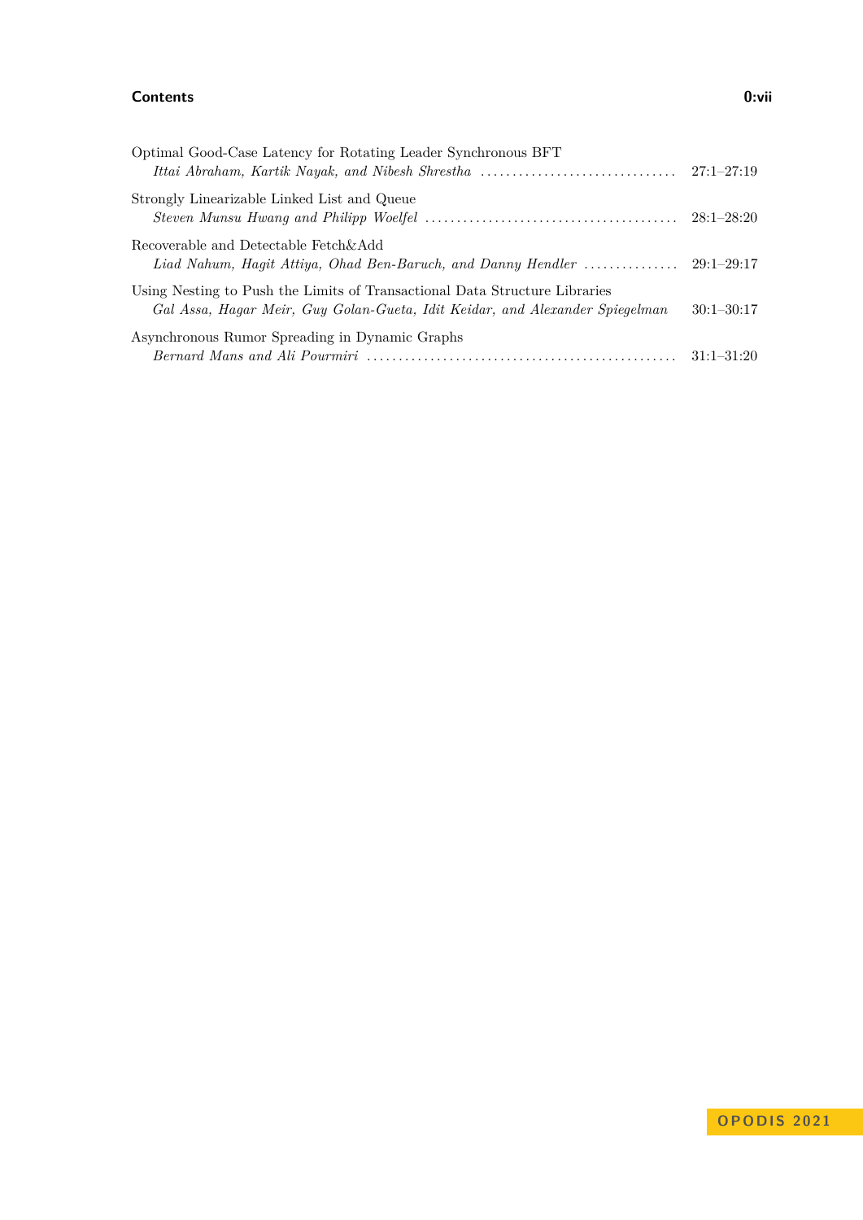Optimal Good-Case Latency for Rotating Leader Synchronous BFT
*Ittai Abraham, Kartik Nayak, and Nibesh Shrestha* ............................... 27:1–27:19

Strongly Linearizable Linked List and Queue
*Steven Munsu Hwang and Philipp Woelfel* ........................................ 28:1–28:20

Recoverable and Detectable Fetch&Add
*Liad Nahum, Hagit Attiya, Ohad Ben-Baruch, and Danny Hendler* ............... 29:1–29:17

Using Nesting to Push the Limits of Transactional Data Structure Libraries
*Gal Assa, Hagar Meir, Guy Golan-Gueta, Idit Keidar, and Alexander Spiegelman* 30:1–30:17

Asynchronous Rumor Spreading in Dynamic Graphs
*Bernard Mans and Ali Pourmiri* ................................................. 31:1–31:20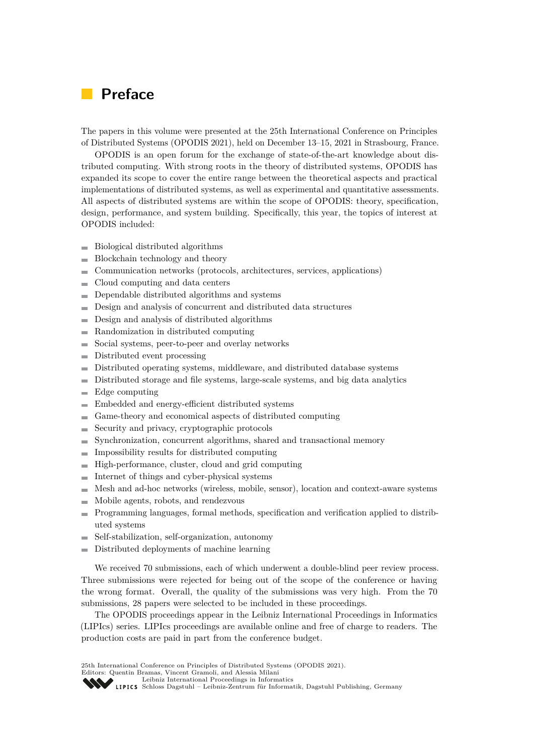# Preface

The papers in this volume were presented at the 25th International Conference on Principles of Distributed Systems (OPODIS 2021), held on December 13–15, 2021 in Strasbourg, France.

OPODIS is an open forum for the exchange of state-of-the-art knowledge about distributed computing. With strong roots in the theory of distributed systems, OPODIS has expanded its scope to cover the entire range between the theoretical aspects and practical implementations of distributed systems, as well as experimental and quantitative assessments. All aspects of distributed systems are within the scope of OPODIS: theory, specification, design, performance, and system building. Specifically, this year, the topics of interest at OPODIS included:

- Biological distributed algorithms
- Blockchain technology and theory
- Communication networks (protocols, architectures, services, applications)
- Cloud computing and data centers
- Dependable distributed algorithms and systems
- Design and analysis of concurrent and distributed data structures
- Design and analysis of distributed algorithms
- Randomization in distributed computing
- Social systems, peer-to-peer and overlay networks
- Distributed event processing
- Distributed operating systems, middleware, and distributed database systems
- Distributed storage and file systems, large-scale systems, and big data analytics
- Edge computing
- Embedded and energy-efficient distributed systems
- Game-theory and economical aspects of distributed computing
- Security and privacy, cryptographic protocols
- Synchronization, concurrent algorithms, shared and transactional memory
- Impossibility results for distributed computing
- High-performance, cluster, cloud and grid computing
- Internet of things and cyber-physical systems
- Mesh and ad-hoc networks (wireless, mobile, sensor), location and context-aware systems
- Mobile agents, robots, and rendezvous
- Programming languages, formal methods, specification and verification applied to distributed systems
- Self-stabilization, self-organization, autonomy
- Distributed deployments of machine learning

We received 70 submissions, each of which underwent a double-blind peer review process. Three submissions were rejected for being out of the scope of the conference or having the wrong format. Overall, the quality of the submissions was very high. From the 70 submissions, 28 papers were selected to be included in these proceedings.

The OPODIS proceedings appear in the Leibniz International Proceedings in Informatics (LIPIcs) series. LIPIcs proceedings are available online and free of charge to readers. The production costs are paid in part from the conference budget.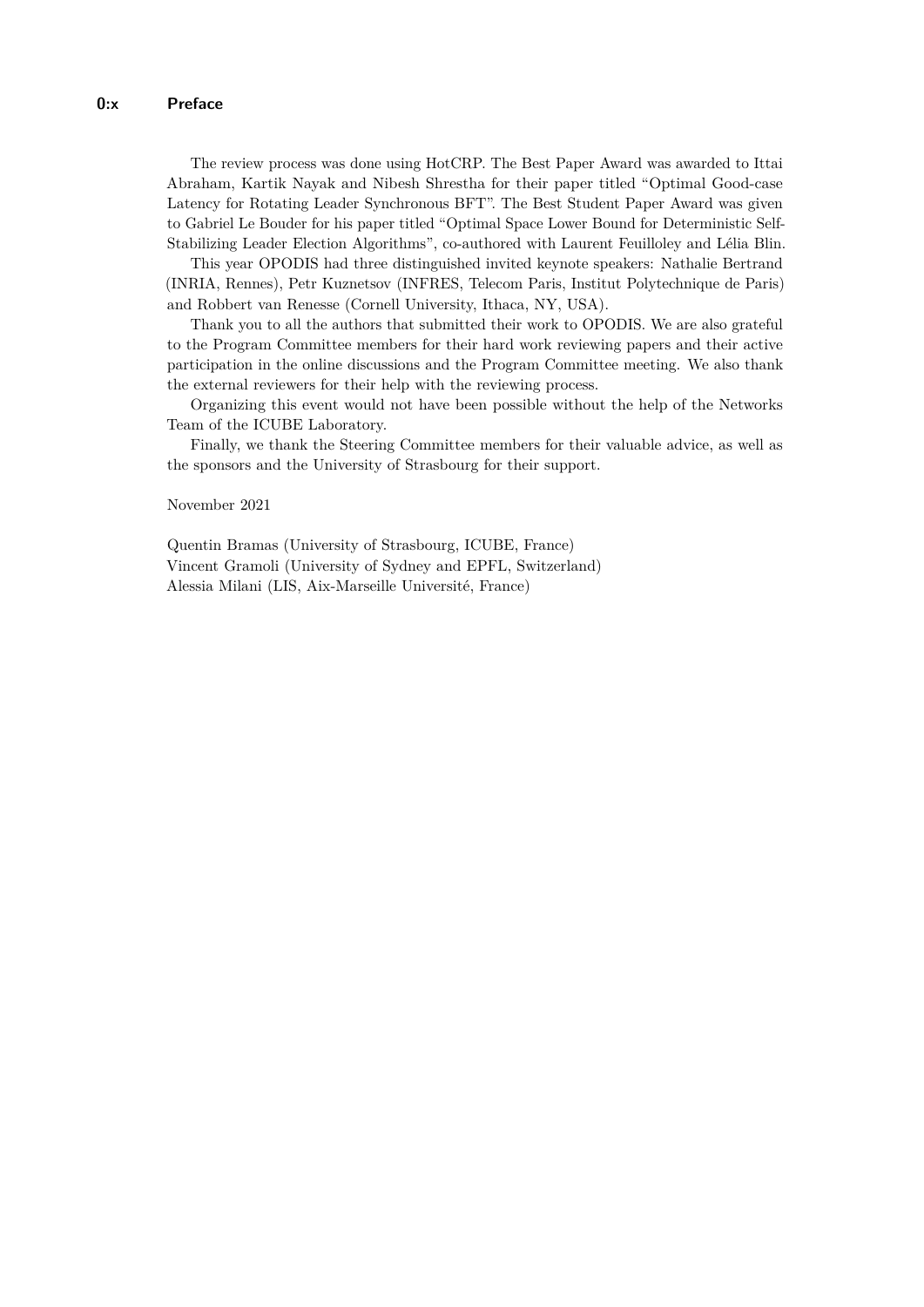The review process was done using HotCRP. The Best Paper Award was awarded to Ittai Abraham, Kartik Nayak and Nibesh Shrestha for their paper titled "Optimal Good-case Latency for Rotating Leader Synchronous BFT". The Best Student Paper Award was given to Gabriel Le Bouder for his paper titled "Optimal Space Lower Bound for Deterministic Self-Stabilizing Leader Election Algorithms", co-authored with Laurent Feuilloley and Lélia Blin.

This year OPODIS had three distinguished invited keynote speakers: Nathalie Bertrand (INRIA, Rennes), Petr Kuznetsov (INFRES, Telecom Paris, Institut Polytechnique de Paris) and Robbert van Renesse (Cornell University, Ithaca, NY, USA).

Thank you to all the authors that submitted their work to OPODIS. We are also grateful to the Program Committee members for their hard work reviewing papers and their active participation in the online discussions and the Program Committee meeting. We also thank the external reviewers for their help with the reviewing process.

Organizing this event would not have been possible without the help of the Networks Team of the ICUBE Laboratory.

Finally, we thank the Steering Committee members for their valuable advice, as well as the sponsors and the University of Strasbourg for their support.

November 2021

Quentin Bramas (University of Strasbourg, ICUBE, France)
Vincent Gramoli (University of Sydney and EPFL, Switzerland)
Alessia Milani (LIS, Aix-Marseille Université, France)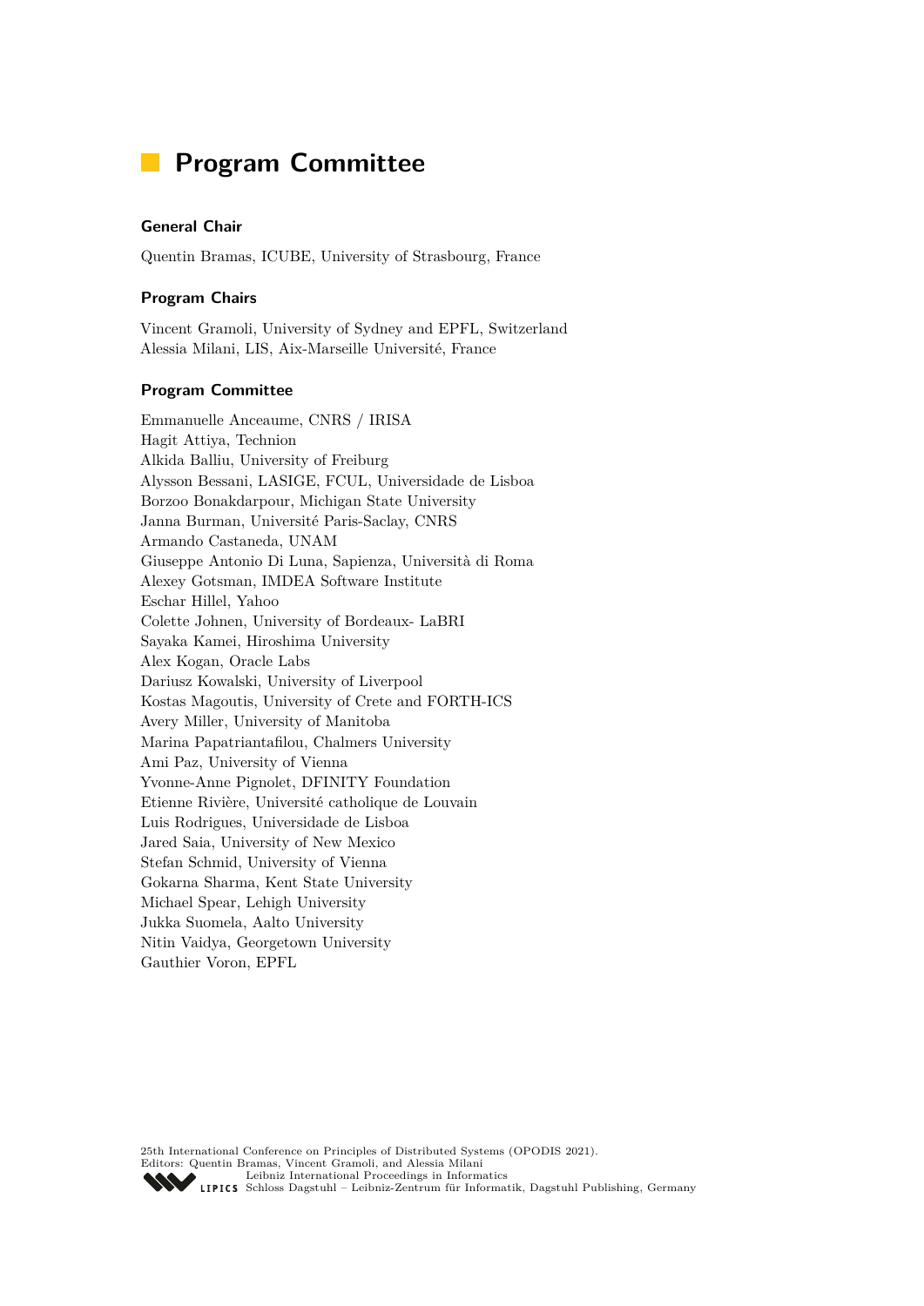# Program Committee

### General Chair

Quentin Bramas, ICUBE, University of Strasbourg, France

### Program Chairs

Vincent Gramoli, University of Sydney and EPFL, Switzerland
Alessia Milani, LIS, Aix-Marseille Université, France

### Program Committee

Emmanuelle Anceaume, CNRS / IRISA
Hagit Attiya, Technion
Alkida Balliu, University of Freiburg
Alysson Bessani, LASIGE, FCUL, Universidade de Lisboa
Borzoo Bonakdarpour, Michigan State University
Janna Burman, Université Paris-Saclay, CNRS
Armando Castaneda, UNAM
Giuseppe Antonio Di Luna, Sapienza, Università di Roma
Alexey Gotsman, IMDEA Software Institute
Eschar Hillel, Yahoo
Colette Johnen, University of Bordeaux- LaBRI
Sayaka Kamei, Hiroshima University
Alex Kogan, Oracle Labs
Dariusz Kowalski, University of Liverpool
Kostas Magoutis, University of Crete and FORTH-ICS
Avery Miller, University of Manitoba
Marina Papatriantafilou, Chalmers University
Ami Paz, University of Vienna
Yvonne-Anne Pignolet, DFINITY Foundation
Etienne Rivière, Université catholique de Louvain
Luis Rodrigues, Universidade de Lisboa
Jared Saia, University of New Mexico
Stefan Schmid, University of Vienna
Gokarna Sharma, Kent State University
Michael Spear, Lehigh University
Jukka Suomela, Aalto University
Nitin Vaidya, Georgetown University
Gauthier Voron, EPFL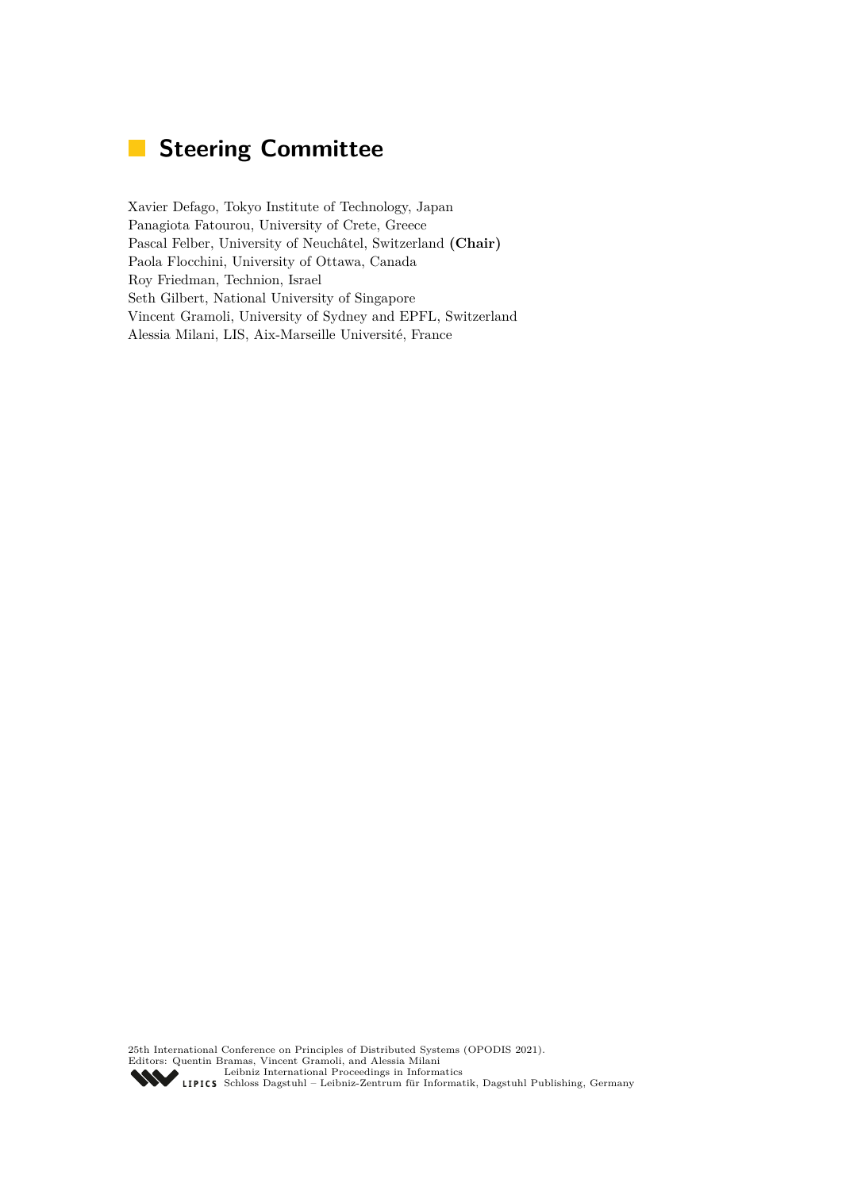# Steering Committee

Xavier Defago, Tokyo Institute of Technology, Japan
Panagiota Fatourou, University of Crete, Greece
Pascal Felber, University of Neuchâtel, Switzerland **(Chair)**
Paola Flocchini, University of Ottawa, Canada
Roy Friedman, Technion, Israel
Seth Gilbert, National University of Singapore
Vincent Gramoli, University of Sydney and EPFL, Switzerland
Alessia Milani, LIS, Aix-Marseille Université, France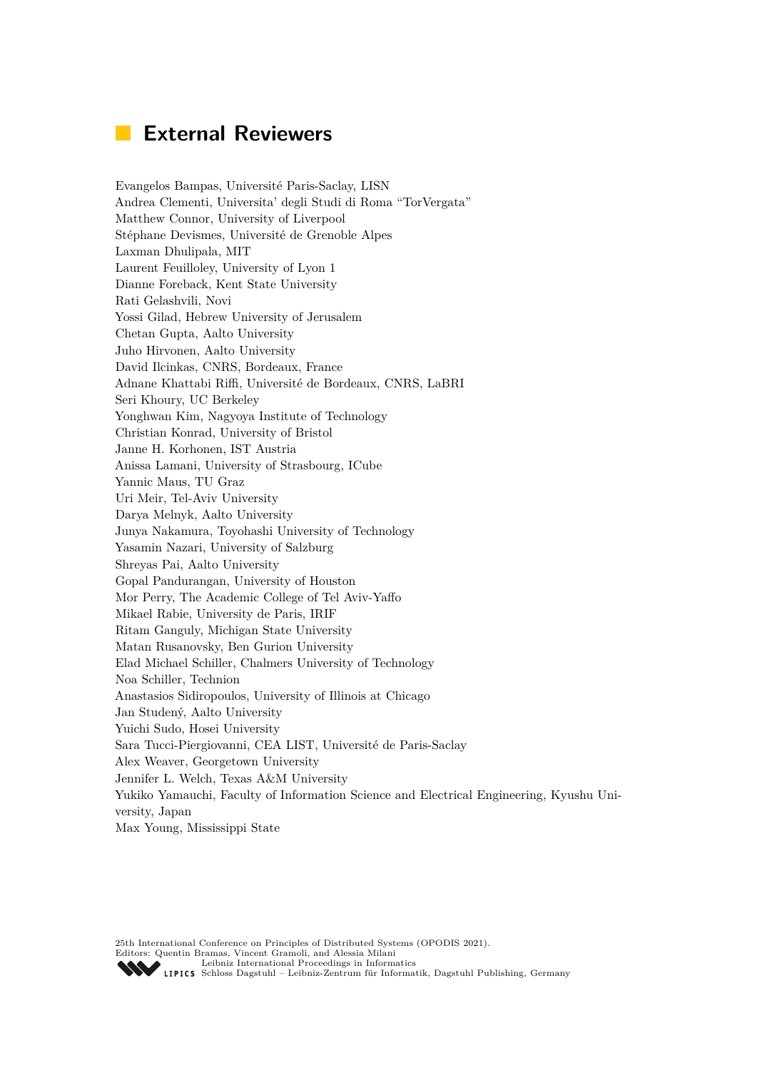# External Reviewers

Evangelos Bampas, Université Paris-Saclay, LISN
Andrea Clementi, Universita' degli Studi di Roma "TorVergata"
Matthew Connor, University of Liverpool
Stéphane Devismes, Université de Grenoble Alpes
Laxman Dhulipala, MIT
Laurent Feuilloley, University of Lyon 1
Dianne Foreback, Kent State University
Rati Gelashvili, Novi
Yossi Gilad, Hebrew University of Jerusalem
Chetan Gupta, Aalto University
Juho Hirvonen, Aalto University
David Ilcinkas, CNRS, Bordeaux, France
Adnane Khattabi Riffi, Université de Bordeaux, CNRS, LaBRI
Seri Khoury, UC Berkeley
Yonghwan Kim, Nagyoya Institute of Technology
Christian Konrad, University of Bristol
Janne H. Korhonen, IST Austria
Anissa Lamani, University of Strasbourg, ICube
Yannic Maus, TU Graz
Uri Meir, Tel-Aviv University
Darya Melnyk, Aalto University
Junya Nakamura, Toyohashi University of Technology
Yasamin Nazari, University of Salzburg
Shreyas Pai, Aalto University
Gopal Pandurangan, University of Houston
Mor Perry, The Academic College of Tel Aviv-Yaffo
Mikael Rabie, University de Paris, IRIF
Ritam Ganguly, Michigan State University
Matan Rusanovsky, Ben Gurion University
Elad Michael Schiller, Chalmers University of Technology
Noa Schiller, Technion
Anastasios Sidiropoulos, University of Illinois at Chicago
Jan Studený, Aalto University
Yuichi Sudo, Hosei University
Sara Tucci-Piergiovanni, CEA LIST, Université de Paris-Saclay
Alex Weaver, Georgetown University
Jennifer L. Welch, Texas A&M University
Yukiko Yamauchi, Faculty of Information Science and Electrical Engineering, Kyushu University, Japan
Max Young, Mississippi State